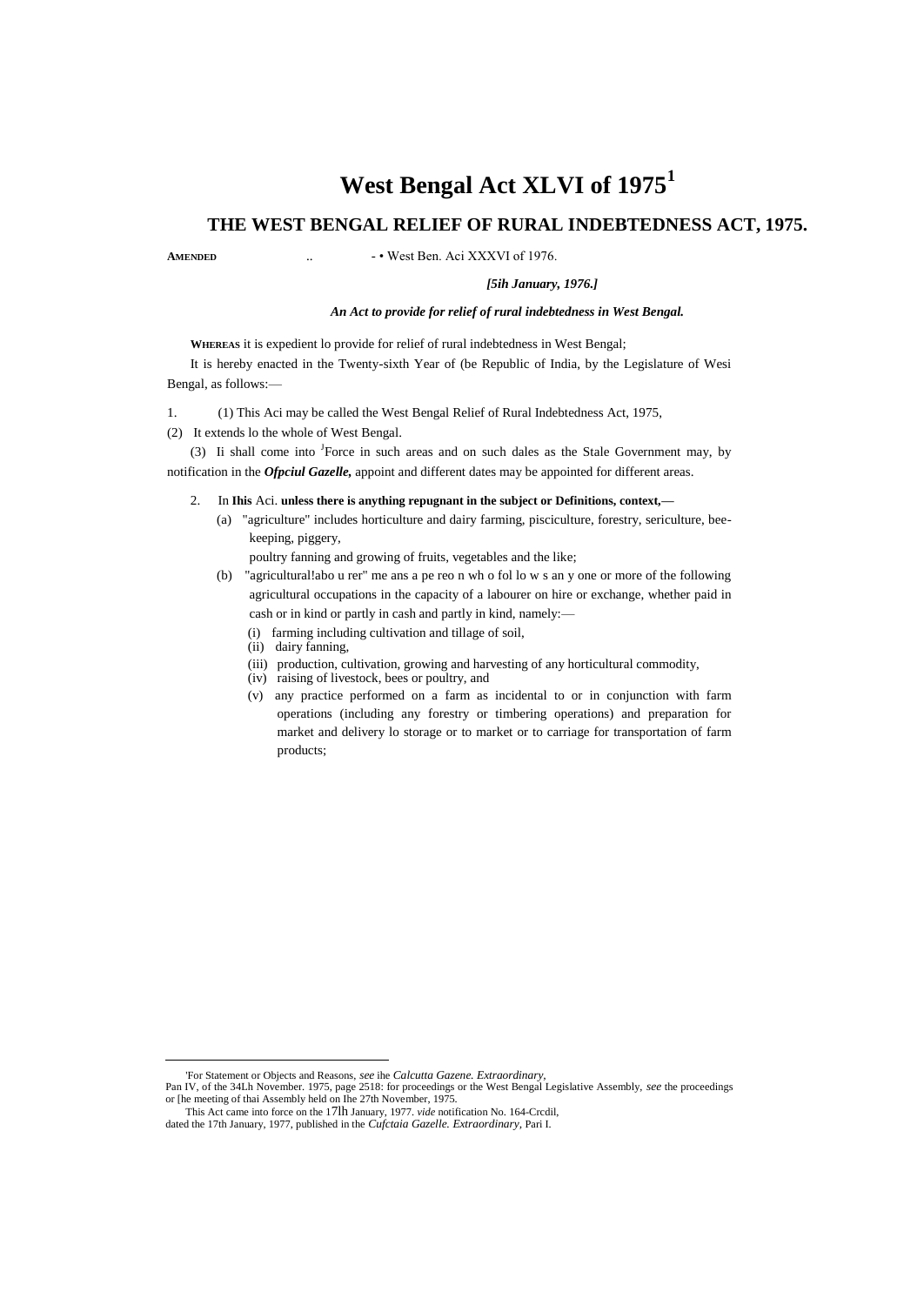# West Bengal Act XLVI of 1975[1]

## THE WEST BENGAL RELIEF OF RURAL INDEBTEDNESS ACT, 1975.

**AMENDED** .. - • West Ben. Aci XXXVI of 1976.

***[5ih January, 1976.]***

***An Act to provide for relief of rural indebtedness in West Bengal.***

**WHEREAS** it is expedient lo provide for relief of rural indebtedness in West Bengal;

It is hereby enacted in the Twenty-sixth Year of (be Republic of India, by the Legislature of Wesi Bengal, as follows:—

1. (1) This Aci may be called the West Bengal Relief of Rural Indebtedness Act, 1975,

(2) It extends lo the whole of West Bengal.

(3) Ii shall come into [J]Force in such areas and on such dales as the Stale Government may, by notification in the ***Ofpciul Gazelle,*** appoint and different dates may be appointed for different areas.

2. In **Ihis** Aci. **unless there is anything repugnant in the subject or Definitions, context,—**

(a) "agriculture" includes horticulture and dairy farming, pisciculture, forestry, sericulture, bee-keeping, piggery,

poultry fanning and growing of fruits, vegetables and the like;

(b) "agricultural!abo u rer" me ans a pe reo n wh o fol lo w s an y one or more of the following agricultural occupations in the capacity of a labourer on hire or exchange, whether paid in cash or in kind or partly in cash and partly in kind, namely:—

(i) farming including cultivation and tillage of soil,

(ii) dairy fanning,

(iii) production, cultivation, growing and harvesting of any horticultural commodity,

(iv) raising of livestock, bees or poultry, and

(v) any practice performed on a farm as incidental to or in conjunction with farm operations (including any forestry or timbering operations) and preparation for market and delivery lo storage or to market or to carriage for transportation of farm products;

---

'For Statement or Objects and Reasons, *see* ihe *Calcutta Gazene. Extraordinary,* Pan IV, of the 34Lh November. 1975, page 2518: for proceedings or the West Bengal Legislative Assembly, *see* the proceedings or [he meeting of thai Assembly held on Ihe 27th November, 1975.

This Act came into force on the 17lh January, 1977. *vide* notification No. 164-Crcdil, dated the 17th January, 1977, published in the *Cufctaia Gazelle. Extraordinary,* Pari I.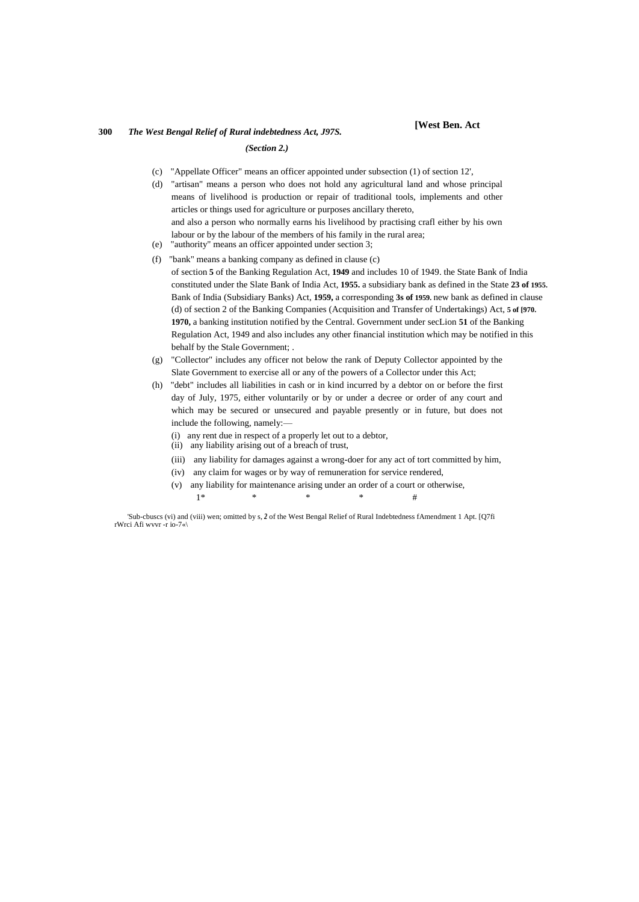*(Section 2.)*

(c) "Appellate Officer" means an officer appointed under subsection (1) of section 12',

(d) "artisan" means a person who does not hold any agricultural land and whose principal means of livelihood is production or repair of traditional tools, implements and other articles or things used for agriculture or purposes ancillary thereto,
and also a person who normally earns his livelihood by practising crafl either by his own labour or by the labour of the members of his family in the rural area;

(e) "authority" means an officer appointed under section 3;

(f) "bank" means a banking company as defined in clause (c) of section **5** of the Banking Regulation Act, **1949** and includes 10 of 1949. the State Bank of India constituted under the Slate Bank of India Act, **1955.** a subsidiary bank as defined in the State **23 of 1955.** Bank of India (Subsidiary Banks) Act, **1959,** a corresponding **3s of 1959.** new bank as defined in clause (d) of section 2 of the Banking Companies (Acquisition and Transfer of Undertakings) Act, **5 of [970. 1970,** a banking institution notified by the Central. Government under secLion **51** of the Banking Regulation Act, 1949 and also includes any other financial institution which may be notified in this behalf by the Stale Government; .

(g) "Collector" includes any officer not below the rank of Deputy Collector appointed by the Slate Government to exercise all or any of the powers of a Collector under this Act;

(h) "debt" includes all liabilities in cash or in kind incurred by a debtor on or before the first day of July, 1975, either voluntarily or by or under a decree or order of any court and which may be secured or unsecured and payable presently or in future, but does not include the following, namely:—

(i) any rent due in respect of a properly let out to a debtor,
(ii) any liability arising out of a breach of trust,
(iii) any liability for damages against a wrong-doer for any act of tort committed by him,
(iv) any claim for wages or by way of remuneration for service rendered,
(v) any liability for maintenance arising under an order of a court or otherwise,

1* * * * #

'Sub-cbuscs (vi) and (viii) wen; omitted by s, *2* of the West Bengal Relief of Rural Indebtedness fAmendment 1 Apt. [Q7fi rWrci Afi wvvr -r io-7«\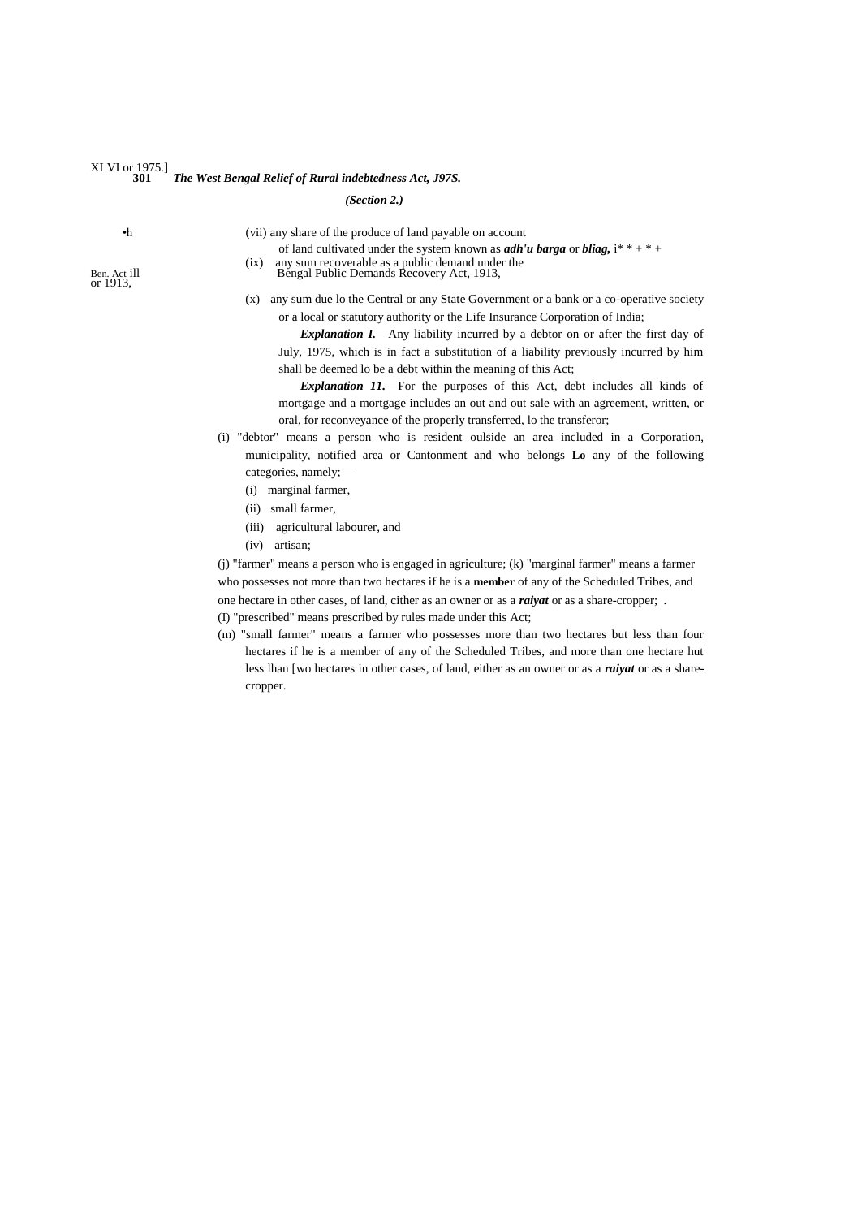*(Section 2.)*

(vii) any share of the produce of land payable on account of land cultivated under the system known as ***adh'u barga*** or ***bliag,*** i* * + * +

(ix) any sum recoverable as a public demand under the Bengal Public Demands Recovery Act, 1913,

Ben. Act ill or 1913,

(x) any sum due lo the Central or any State Government or a bank or a co-operative society or a local or statutory authority or the Life Insurance Corporation of India;

***Explanation I.***—Any liability incurred by a debtor on or after the first day of July, 1975, which is in fact a substitution of a liability previously incurred by him shall be deemed lo be a debt within the meaning of this Act;

***Explanation 11.***—For the purposes of this Act, debt includes all kinds of mortgage and a mortgage includes an out and out sale with an agreement, written, or oral, for reconveyance of the properly transferred, lo the transferor;

(i) "debtor" means a person who is resident oulside an area included in a Corporation, municipality, notified area or Cantonment and who belongs **Lo** any of the following categories, namely;—

(i) marginal farmer,

(ii) small farmer,

(iii) agricultural labourer, and

(iv) artisan;

(j) "farmer" means a person who is engaged in agriculture; (k) "marginal farmer" means a farmer who possesses not more than two hectares if he is a **member** of any of the Scheduled Tribes, and one hectare in other cases, of land, cither as an owner or as a ***raiyat*** or as a share-cropper; .

(I) "prescribed" means prescribed by rules made under this Act;

(m) "small farmer" means a farmer who possesses more than two hectares but less than four hectares if he is a member of any of the Scheduled Tribes, and more than one hectare hut less lhan [wo hectares in other cases, of land, either as an owner or as a ***raiyat*** or as a share-cropper.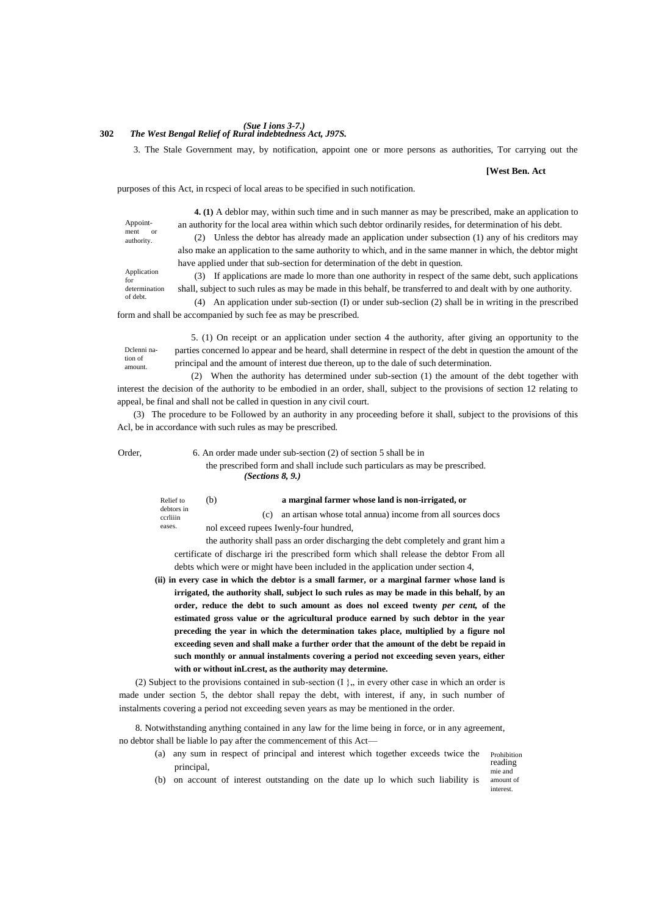3. The Stale Government may, by notification, appoint one or more persons as authorities, Tor carrying out the purposes of this Act, in rcspeci of local areas to be specified in such notification.

Appointment or authority.

**4. (1)** A deblor may, within such time and in such manner as may be prescribed, make an application to an authority for the local area within which such debtor ordinarily resides, for determination of his debt.

Application for determination of debt.

(2) Unless the debtor has already made an application under subsection (1) any of his creditors may also make an application to the same authority to which, and in the same manner in which, the debtor might have applied under that sub-section for determination of the debt in question.

(3) If applications are made lo more than one authority in respect of the same debt, such applications shall, subject to such rules as may be made in this behalf, be transferred to and dealt with by one authority.

(4) An application under sub-section (I) or under sub-seclion (2) shall be in writing in the prescribed form and shall be accompanied by such fee as may be prescribed.

Dclenni nation of amount.

5. (1) On receipt or an application under section 4 the authority, after giving an opportunity to the parties concerned lo appear and be heard, shall determine in respect of the debt in question the amount of the principal and the amount of interest due thereon, up to the dale of such determination.

(2) When the authority has determined under sub-section (1) the amount of the debt together with interest the decision of the authority to be embodied in an order, shall, subject to the provisions of section 12 relating to appeal, be final and shall not be called in question in any civil court.

(3) The procedure to be Followed by an authority in any proceeding before it shall, subject to the provisions of this Acl, be in accordance with such rules as may be prescribed.

Order,

6. An order made under sub-section (2) of section 5 shall be in the prescribed form and shall include such particulars as may be prescribed.

*(Sections 8, 9.)*

Relief to debtors in ccrliiin eases.

(b) **a marginal farmer whose land is non-irrigated, or**

(c) an artisan whose total annua) income from all sources docs nol exceed rupees Iwenly-four hundred,

the authority shall pass an order discharging the debt completely and grant him a certificate of discharge iri the prescribed form which shall release the debtor From all debts which were or might have been included in the application under section 4,

**(ii) in every case in which the debtor is a small farmer, or a marginal farmer whose land is irrigated, the authority shall, subject lo such rules as may be made in this behalf, by an order, reduce the debt to such amount as does nol exceed twenty *per cent,* of the estimated gross value or the agricultural produce earned by such debtor in the year preceding the year in which the determination takes place, multiplied by a figure nol exceeding seven and shall make a further order that the amount of the debt be repaid in such monthly or annual instalments covering a period not exceeding seven years, either with or without inLcrest, as the authority may determine.**

(2) Subject to the provisions contained in sub-section (I },, in every other case in which an order is made under section 5, the debtor shall repay the debt, with interest, if any, in such number of instalments covering a period not exceeding seven years as may be mentioned in the order.

8. Notwithstanding anything contained in any law for the lime being in force, or in any agreement, no debtor shall be liable lo pay after the commencement of this Act—

Prohibition reading mie and amount of interest.

(a) any sum in respect of principal and interest which together exceeds twice the principal,

(b) on account of interest outstanding on the date up lo which such liability is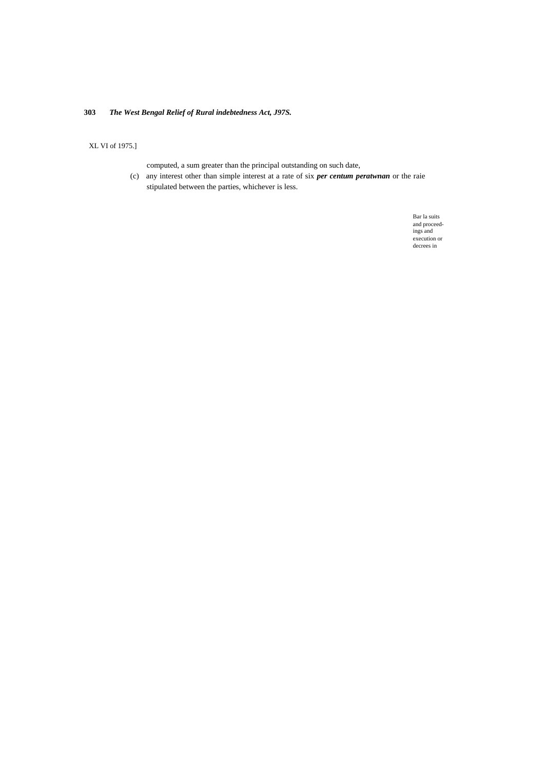XL VI of 1975.]

computed, a sum greater than the principal outstanding on such date,

(c) any interest other than simple interest at a rate of six ***per centum peratwnan*** or the raie stipulated between the parties, whichever is less.

Bar la suits and proceedings and execution or decrees in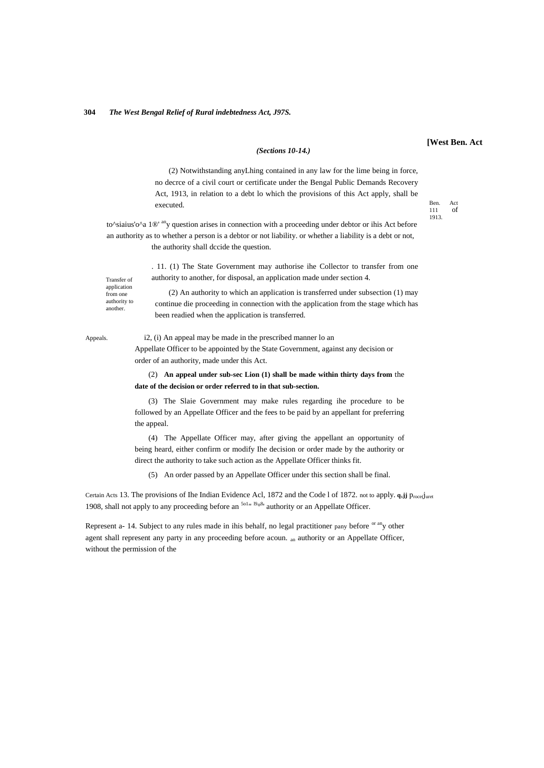*(Sections 10-14.)*

(2) Notwithstanding anyLhing contained in any law for the lime being in force, no decrce of a civil court or certificate under the Bengal Public Demands Recovery Act, 1913, in relation to a debt lo which the provisions of this Act apply, shall be executed.

Ben. Act 111 of 1913.

to^siaius'o^a 1®' any question arises in connection with a proceeding under debtor or ihis Act before an authority as to whether a person is a debtor or not liability. or whether a liability is a debt or not, the authority shall dccide the question.

Transfer of application from one authority to another.

. 11. (1) The State Government may authorise ihe Collector to transfer from one authority to another, for disposal, an application made under section 4.

(2) An authority to which an application is transferred under subsection (1) may continue die proceeding in connection with the application from the stage which has been readied when the application is transferred.

Appeals.

i2, (i) An appeal may be made in the prescribed manner lo an Appellate Officer to be appointed by the State Government, against any decision or order of an authority, made under this Act.

(2) **An appeal under sub-sec Lion (1) shall be made within thirty days from** the **date of the decision or order referred to in that sub-section.**

(3) The Slaie Government may make rules regarding ihe procedure to be followed by an Appellate Officer and the fees to be paid by an appellant for preferring the appeal.

(4) The Appellate Officer may, after giving the appellant an opportunity of being heard, either confirm or modify Ihe decision or order made by the authority or direct the authority to take such action as the Appellate Officer thinks fit.

(5) An order passed by an Appellate Officer under this section shall be final.

Certain Acts not to apply. 13. The provisions of Ihe Indian Evidence Acl, 1872 and the Code of Civil Procedure, 1908, shall not apply to any proceeding before an authority or an Appellate Officer.

Represent a- 14. Subject to any rules made in ihis behalf, no legal practitioner or any other agent shall represent any party in any proceeding before an authority or an Appellate Officer, without the permission of the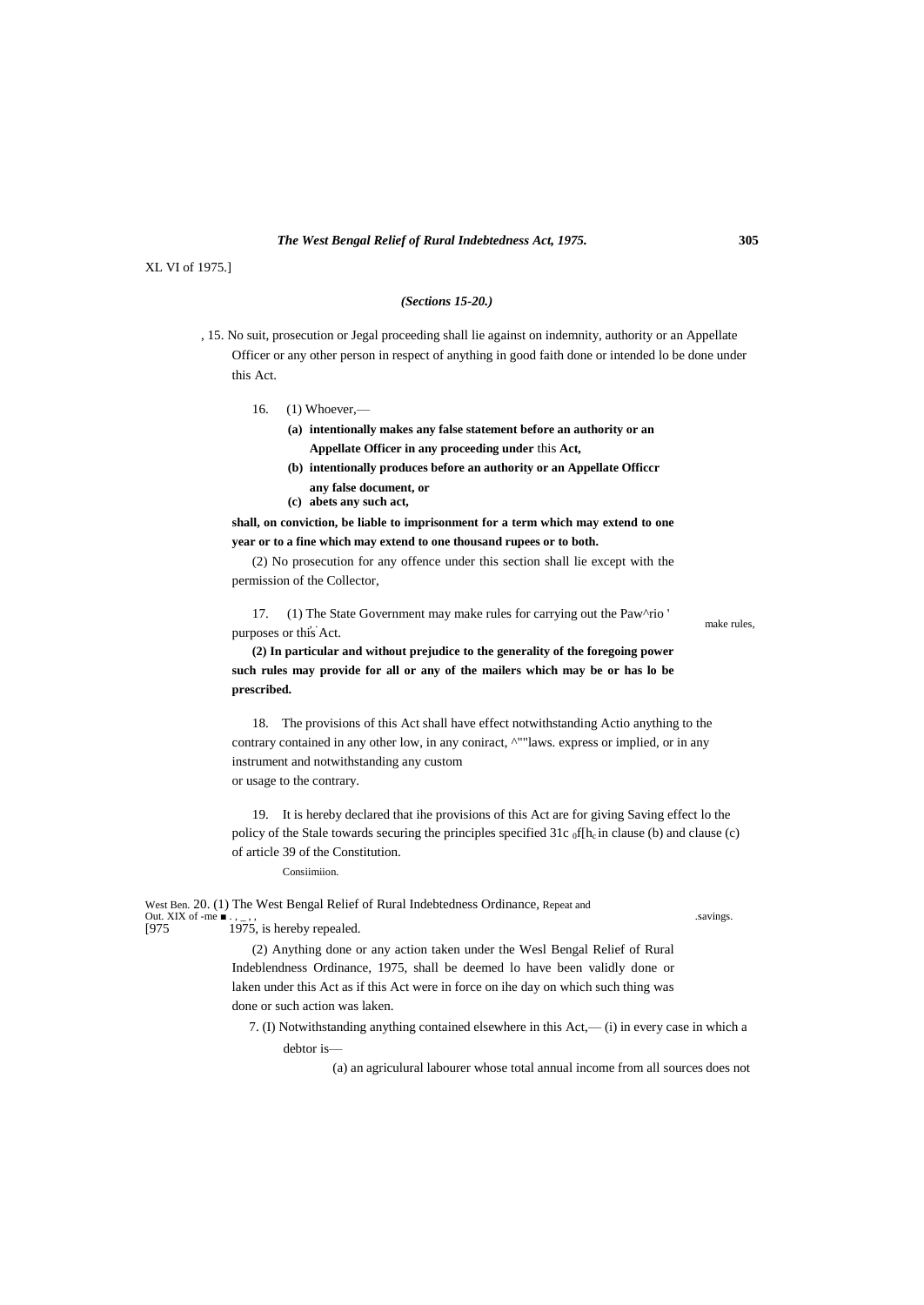XL VI of 1975.]

*(Sections 15-20.)*

, 15. No suit, prosecution or Jegal proceeding shall lie against on indemnity, authority or an Appellate Officer or any other person in respect of anything in good faith done or intended lo be done under this Act.

16. (1) Whoever,—

**(a) intentionally makes any false statement before an authority or an Appellate Officer in any proceeding under** this **Act,**

**(b) intentionally produces before an authority or an Appellate Officcr any false document, or**

**(c) abets any such act,**

**shall, on conviction, be liable to imprisonment for a term which may extend to one year or to a fine which may extend to one thousand rupees or to both.**

(2) No prosecution for any offence under this section shall lie except with the permission of the Collector,

17. (1) The State Government may make rules for carrying out the Paw^rio ' purposes or this Act.

make rules,

**(2) In particular and without prejudice to the generality of the foregoing power such rules may provide for all or any of the mailers which may be or has lo be prescribed.**

18. The provisions of this Act shall have effect notwithstanding Actio anything to the contrary contained in any other low, in any coniract, ^""laws. express or implied, or in any instrument and notwithstanding any custom or usage to the contrary.

19. It is hereby declared that ihe provisions of this Act are for giving Saving effect lo the policy of the Stale towards securing the principles specified 31c 0f[hc in clause (b) and clause (c) of article 39 of the Constitution.

Consiimiion.

West Ben. Out. XIX of -me [975

20. (1) The West Bengal Relief of Rural Indebtedness Ordinance, 1975, is hereby repealed.

Repeat and savings.

(2) Anything done or any action taken under the Wesl Bengal Relief of Rural Indeblendness Ordinance, 1975, shall be deemed lo have been validly done or laken under this Act as if this Act were in force on ihe day on which such thing was done or such action was laken.

7. (I) Notwithstanding anything contained elsewhere in this Act,— (i) in every case in which a debtor is—

(a) an agriculural labourer whose total annual income from all sources does not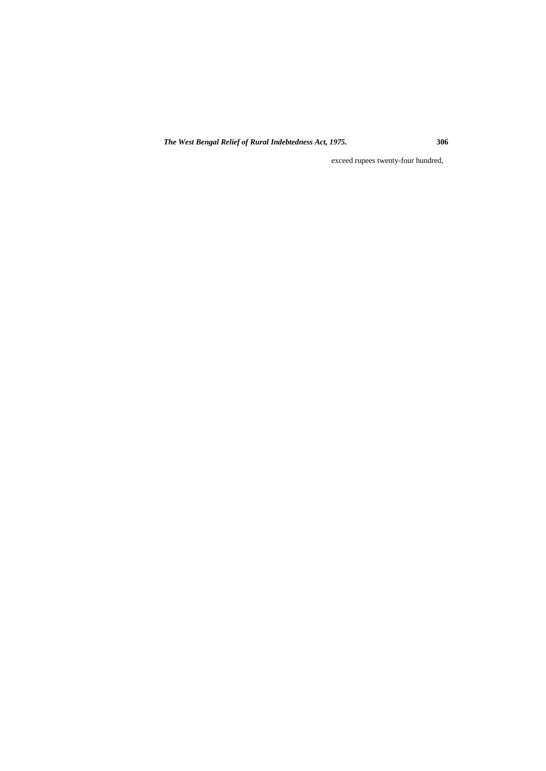exceed rupees twenty-four hundred,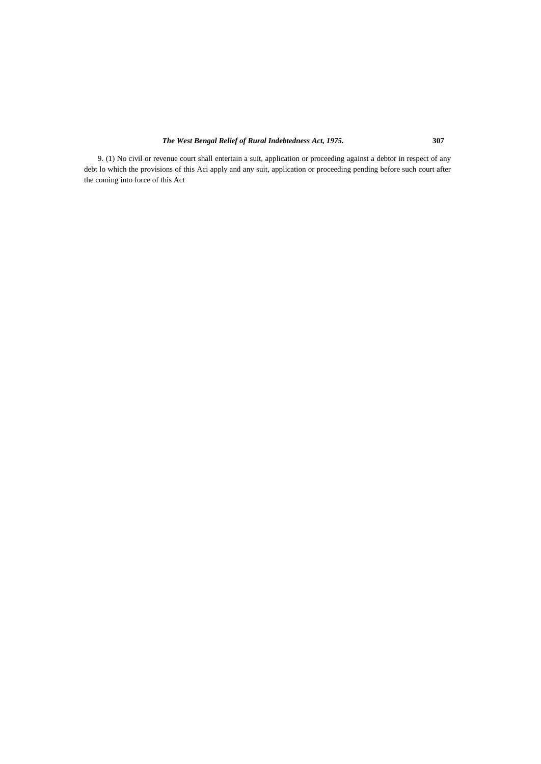9. (1) No civil or revenue court shall entertain a suit, application or proceeding against a debtor in respect of any debt lo which the provisions of this Aci apply and any suit, application or proceeding pending before such court after the coming into force of this Act